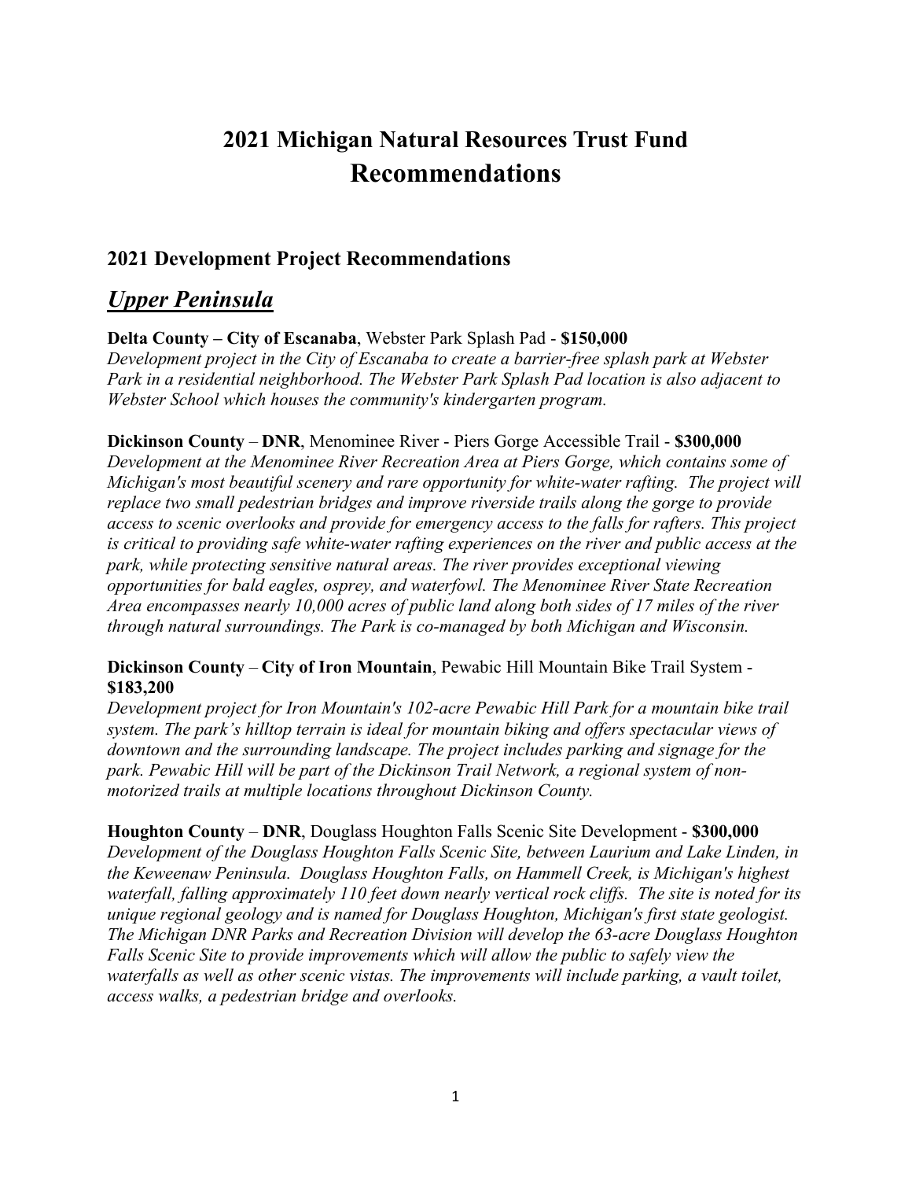# 2021 Michigan Natural Resources Trust Fund Recommendations

## 2021 Development Project Recommendations

## *Upper Peninsula*

**Delta County – City of Escanaba**, Webster Park Splash Pad - **$150,000**
*Development project in the City of Escanaba to create a barrier-free splash park at Webster Park in a residential neighborhood. The Webster Park Splash Pad location is also adjacent to Webster School which houses the community's kindergarten program.*

**Dickinson County** – **DNR**, Menominee River - Piers Gorge Accessible Trail - **$300,000**
*Development at the Menominee River Recreation Area at Piers Gorge, which contains some of Michigan's most beautiful scenery and rare opportunity for white-water rafting. The project will replace two small pedestrian bridges and improve riverside trails along the gorge to provide access to scenic overlooks and provide for emergency access to the falls for rafters. This project is critical to providing safe white-water rafting experiences on the river and public access at the park, while protecting sensitive natural areas. The river provides exceptional viewing opportunities for bald eagles, osprey, and waterfowl. The Menominee River State Recreation Area encompasses nearly 10,000 acres of public land along both sides of 17 miles of the river through natural surroundings. The Park is co-managed by both Michigan and Wisconsin.*

**Dickinson County** – **City of Iron Mountain**, Pewabic Hill Mountain Bike Trail System - **$183,200**
*Development project for Iron Mountain's 102-acre Pewabic Hill Park for a mountain bike trail system. The park's hilltop terrain is ideal for mountain biking and offers spectacular views of downtown and the surrounding landscape. The project includes parking and signage for the park. Pewabic Hill will be part of the Dickinson Trail Network, a regional system of non-motorized trails at multiple locations throughout Dickinson County.*

**Houghton County** – **DNR**, Douglass Houghton Falls Scenic Site Development - **$300,000**
*Development of the Douglass Houghton Falls Scenic Site, between Laurium and Lake Linden, in the Keweenaw Peninsula. Douglass Houghton Falls, on Hammell Creek, is Michigan's highest waterfall, falling approximately 110 feet down nearly vertical rock cliffs. The site is noted for its unique regional geology and is named for Douglass Houghton, Michigan's first state geologist. The Michigan DNR Parks and Recreation Division will develop the 63-acre Douglass Houghton Falls Scenic Site to provide improvements which will allow the public to safely view the waterfalls as well as other scenic vistas. The improvements will include parking, a vault toilet, access walks, a pedestrian bridge and overlooks.*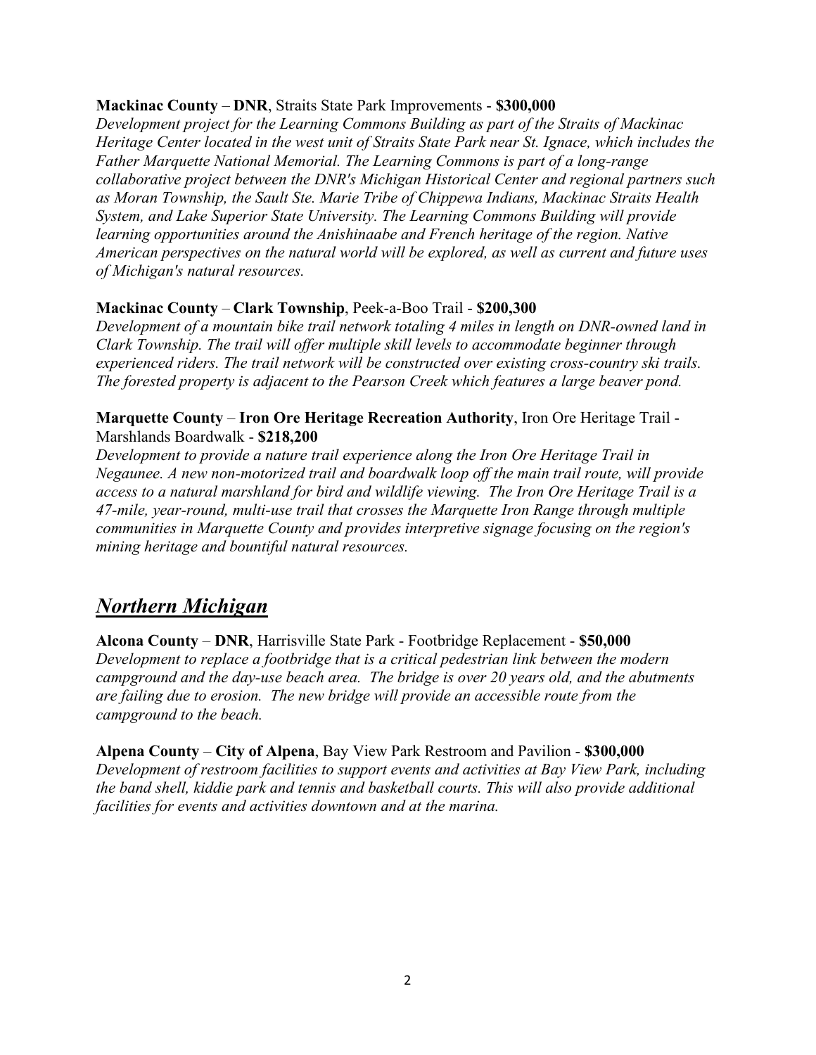**Mackinac County** – **DNR**, Straits State Park Improvements - **$300,000**
*Development project for the Learning Commons Building as part of the Straits of Mackinac Heritage Center located in the west unit of Straits State Park near St. Ignace, which includes the Father Marquette National Memorial. The Learning Commons is part of a long-range collaborative project between the DNR's Michigan Historical Center and regional partners such as Moran Township, the Sault Ste. Marie Tribe of Chippewa Indians, Mackinac Straits Health System, and Lake Superior State University. The Learning Commons Building will provide learning opportunities around the Anishinaabe and French heritage of the region. Native American perspectives on the natural world will be explored, as well as current and future uses of Michigan's natural resources.*

**Mackinac County** – **Clark Township**, Peek-a-Boo Trail - **$200,300**
*Development of a mountain bike trail network totaling 4 miles in length on DNR-owned land in Clark Township. The trail will offer multiple skill levels to accommodate beginner through experienced riders. The trail network will be constructed over existing cross-country ski trails. The forested property is adjacent to the Pearson Creek which features a large beaver pond.*

**Marquette County** – **Iron Ore Heritage Recreation Authority**, Iron Ore Heritage Trail - Marshlands Boardwalk - **$218,200**
*Development to provide a nature trail experience along the Iron Ore Heritage Trail in Negaunee. A new non-motorized trail and boardwalk loop off the main trail route, will provide access to a natural marshland for bird and wildlife viewing. The Iron Ore Heritage Trail is a 47-mile, year-round, multi-use trail that crosses the Marquette Iron Range through multiple communities in Marquette County and provides interpretive signage focusing on the region's mining heritage and bountiful natural resources.*

## ***Northern Michigan***

**Alcona County** – **DNR**, Harrisville State Park - Footbridge Replacement - **$50,000**
*Development to replace a footbridge that is a critical pedestrian link between the modern campground and the day-use beach area. The bridge is over 20 years old, and the abutments are failing due to erosion. The new bridge will provide an accessible route from the campground to the beach.*

**Alpena County** – **City of Alpena**, Bay View Park Restroom and Pavilion - **$300,000**
*Development of restroom facilities to support events and activities at Bay View Park, including the band shell, kiddie park and tennis and basketball courts. This will also provide additional facilities for events and activities downtown and at the marina.*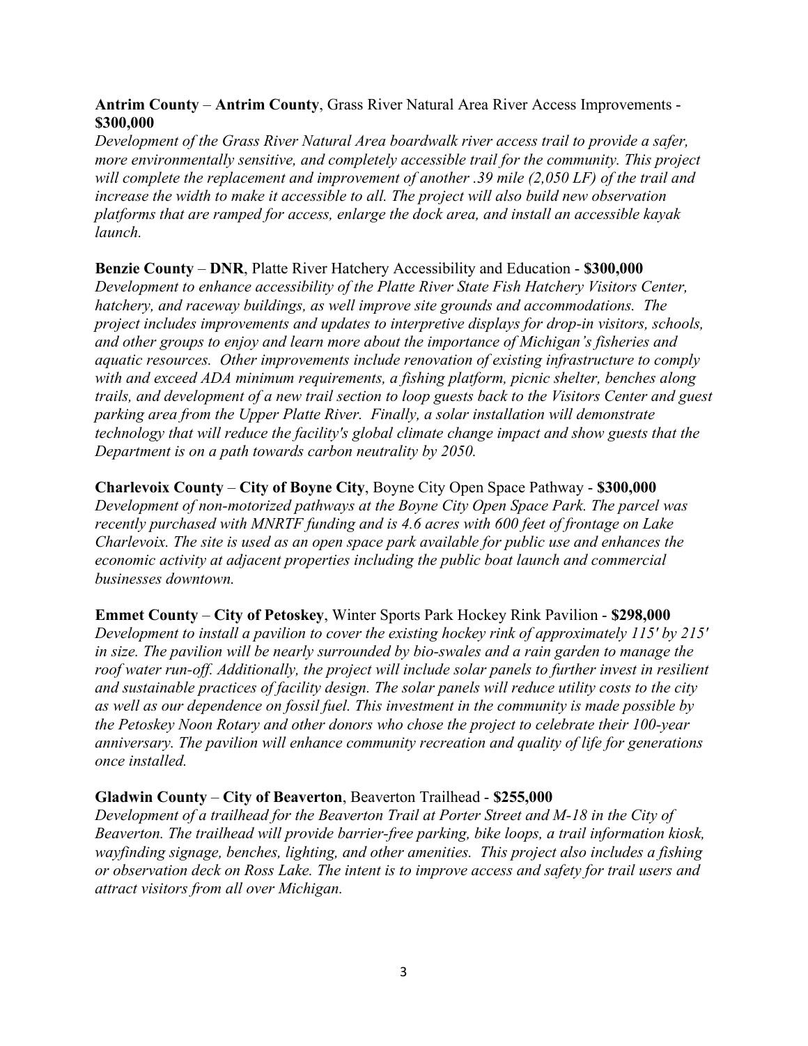**Antrim County** – **Antrim County**, Grass River Natural Area River Access Improvements - **$300,000**
*Development of the Grass River Natural Area boardwalk river access trail to provide a safer, more environmentally sensitive, and completely accessible trail for the community. This project will complete the replacement and improvement of another .39 mile (2,050 LF) of the trail and increase the width to make it accessible to all. The project will also build new observation platforms that are ramped for access, enlarge the dock area, and install an accessible kayak launch.*

**Benzie County** – **DNR**, Platte River Hatchery Accessibility and Education - **$300,000**
*Development to enhance accessibility of the Platte River State Fish Hatchery Visitors Center, hatchery, and raceway buildings, as well improve site grounds and accommodations. The project includes improvements and updates to interpretive displays for drop-in visitors, schools, and other groups to enjoy and learn more about the importance of Michigan's fisheries and aquatic resources. Other improvements include renovation of existing infrastructure to comply with and exceed ADA minimum requirements, a fishing platform, picnic shelter, benches along trails, and development of a new trail section to loop guests back to the Visitors Center and guest parking area from the Upper Platte River. Finally, a solar installation will demonstrate technology that will reduce the facility's global climate change impact and show guests that the Department is on a path towards carbon neutrality by 2050.*

**Charlevoix County** – **City of Boyne City**, Boyne City Open Space Pathway - **$300,000**
*Development of non-motorized pathways at the Boyne City Open Space Park. The parcel was recently purchased with MNRTF funding and is 4.6 acres with 600 feet of frontage on Lake Charlevoix. The site is used as an open space park available for public use and enhances the economic activity at adjacent properties including the public boat launch and commercial businesses downtown.*

**Emmet County** – **City of Petoskey**, Winter Sports Park Hockey Rink Pavilion - **$298,000**
*Development to install a pavilion to cover the existing hockey rink of approximately 115' by 215' in size. The pavilion will be nearly surrounded by bio-swales and a rain garden to manage the roof water run-off. Additionally, the project will include solar panels to further invest in resilient and sustainable practices of facility design. The solar panels will reduce utility costs to the city as well as our dependence on fossil fuel. This investment in the community is made possible by the Petoskey Noon Rotary and other donors who chose the project to celebrate their 100-year anniversary. The pavilion will enhance community recreation and quality of life for generations once installed.*

**Gladwin County** – **City of Beaverton**, Beaverton Trailhead - **$255,000**
*Development of a trailhead for the Beaverton Trail at Porter Street and M-18 in the City of Beaverton. The trailhead will provide barrier-free parking, bike loops, a trail information kiosk, wayfinding signage, benches, lighting, and other amenities. This project also includes a fishing or observation deck on Ross Lake. The intent is to improve access and safety for trail users and attract visitors from all over Michigan.*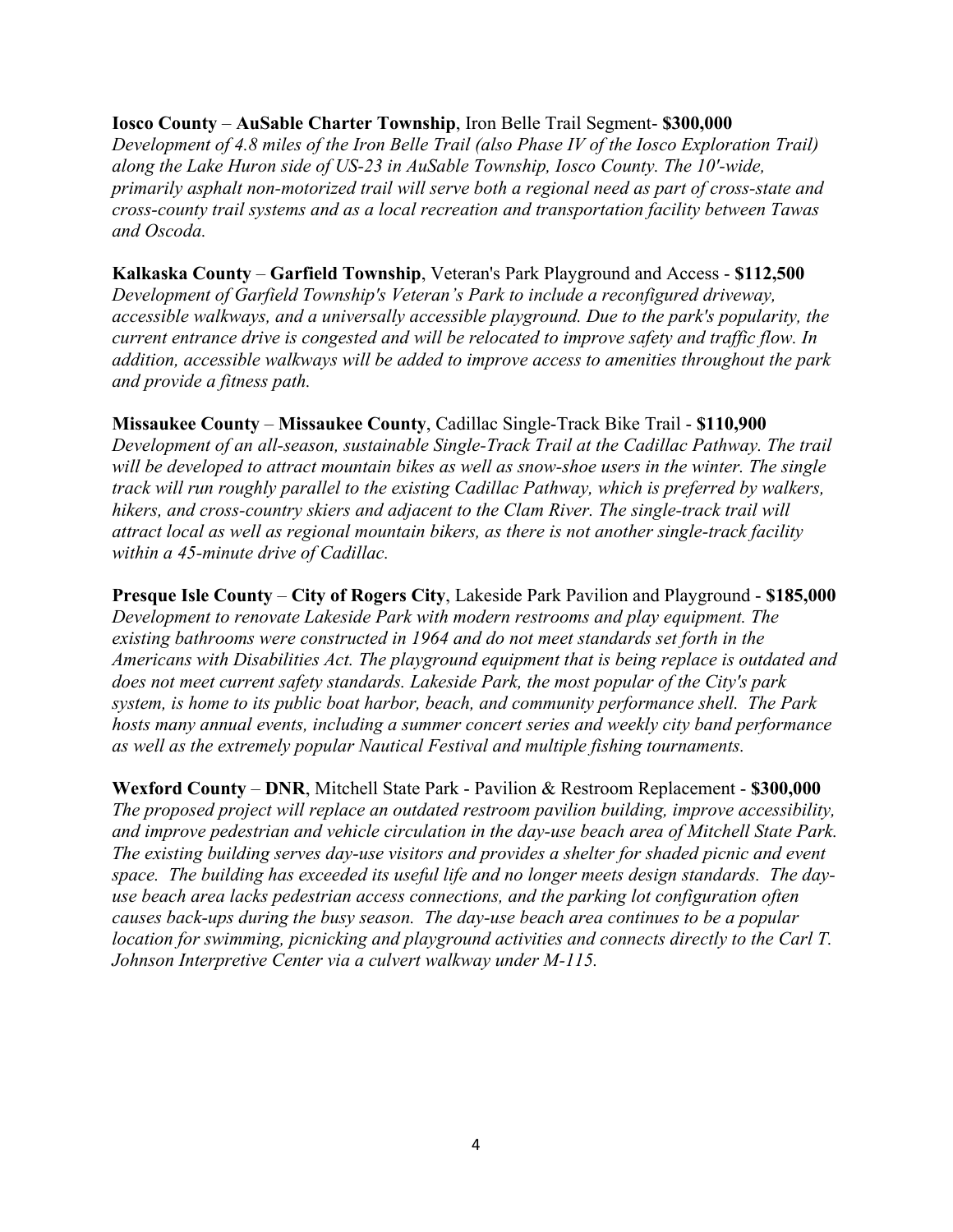**Iosco County** – **AuSable Charter Township**, Iron Belle Trail Segment- **$300,000**
*Development of 4.8 miles of the Iron Belle Trail (also Phase IV of the Iosco Exploration Trail) along the Lake Huron side of US-23 in AuSable Township, Iosco County. The 10'-wide, primarily asphalt non-motorized trail will serve both a regional need as part of cross-state and cross-county trail systems and as a local recreation and transportation facility between Tawas and Oscoda.*

**Kalkaska County** – **Garfield Township**, Veteran's Park Playground and Access - **$112,500**
*Development of Garfield Township's Veteran's Park to include a reconfigured driveway, accessible walkways, and a universally accessible playground. Due to the park's popularity, the current entrance drive is congested and will be relocated to improve safety and traffic flow. In addition, accessible walkways will be added to improve access to amenities throughout the park and provide a fitness path.*

**Missaukee County** – **Missaukee County**, Cadillac Single-Track Bike Trail - **$110,900**
*Development of an all-season, sustainable Single-Track Trail at the Cadillac Pathway. The trail will be developed to attract mountain bikes as well as snow-shoe users in the winter. The single track will run roughly parallel to the existing Cadillac Pathway, which is preferred by walkers, hikers, and cross-country skiers and adjacent to the Clam River. The single-track trail will attract local as well as regional mountain bikers, as there is not another single-track facility within a 45-minute drive of Cadillac.*

**Presque Isle County** – **City of Rogers City**, Lakeside Park Pavilion and Playground - **$185,000**
*Development to renovate Lakeside Park with modern restrooms and play equipment. The existing bathrooms were constructed in 1964 and do not meet standards set forth in the Americans with Disabilities Act. The playground equipment that is being replace is outdated and does not meet current safety standards. Lakeside Park, the most popular of the City's park system, is home to its public boat harbor, beach, and community performance shell. The Park hosts many annual events, including a summer concert series and weekly city band performance as well as the extremely popular Nautical Festival and multiple fishing tournaments.*

**Wexford County** – **DNR**, Mitchell State Park - Pavilion & Restroom Replacement - **$300,000**
*The proposed project will replace an outdated restroom pavilion building, improve accessibility, and improve pedestrian and vehicle circulation in the day-use beach area of Mitchell State Park. The existing building serves day-use visitors and provides a shelter for shaded picnic and event space. The building has exceeded its useful life and no longer meets design standards. The day-use beach area lacks pedestrian access connections, and the parking lot configuration often causes back-ups during the busy season. The day-use beach area continues to be a popular location for swimming, picnicking and playground activities and connects directly to the Carl T. Johnson Interpretive Center via a culvert walkway under M-115.*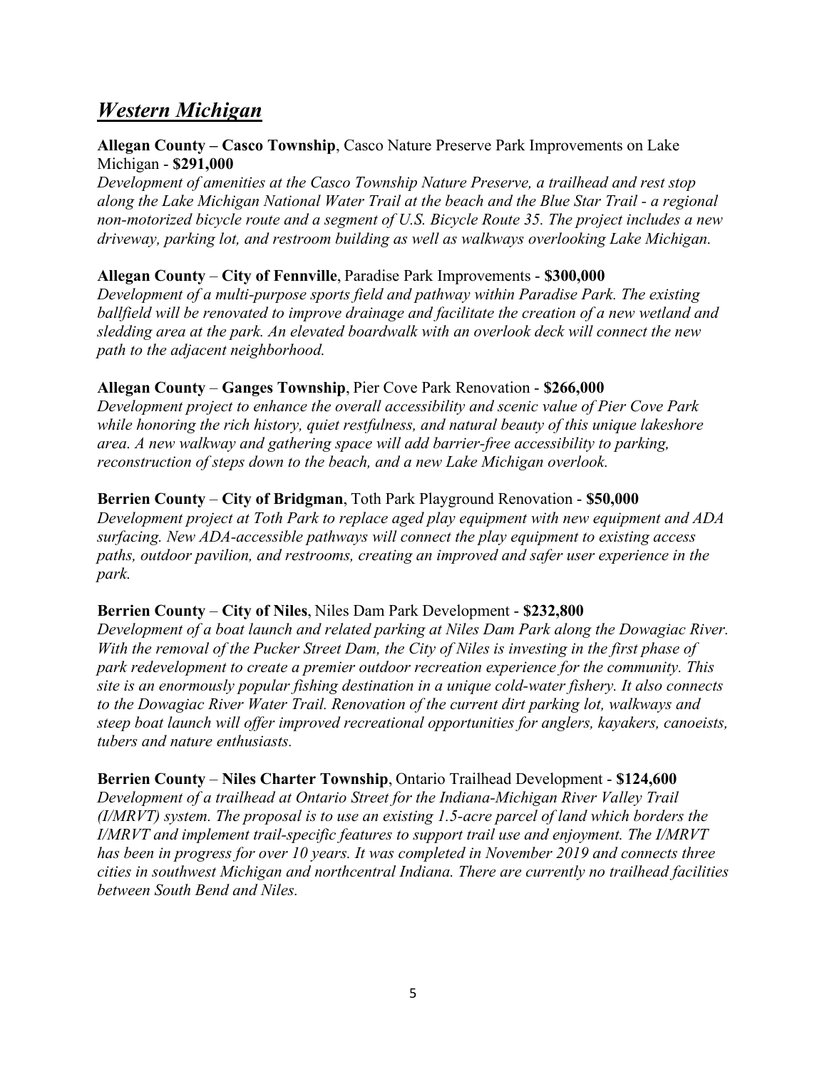## ***Western Michigan***

**Allegan County – Casco Township**, Casco Nature Preserve Park Improvements on Lake Michigan - **$291,000**
*Development of amenities at the Casco Township Nature Preserve, a trailhead and rest stop along the Lake Michigan National Water Trail at the beach and the Blue Star Trail - a regional non-motorized bicycle route and a segment of U.S. Bicycle Route 35. The project includes a new driveway, parking lot, and restroom building as well as walkways overlooking Lake Michigan.*

**Allegan County** – **City of Fennville**, Paradise Park Improvements - **$300,000**
*Development of a multi-purpose sports field and pathway within Paradise Park. The existing ballfield will be renovated to improve drainage and facilitate the creation of a new wetland and sledding area at the park. An elevated boardwalk with an overlook deck will connect the new path to the adjacent neighborhood.*

**Allegan County** – **Ganges Township**, Pier Cove Park Renovation - **$266,000**
*Development project to enhance the overall accessibility and scenic value of Pier Cove Park while honoring the rich history, quiet restfulness, and natural beauty of this unique lakeshore area. A new walkway and gathering space will add barrier-free accessibility to parking, reconstruction of steps down to the beach, and a new Lake Michigan overlook.*

**Berrien County** – **City of Bridgman**, Toth Park Playground Renovation - **$50,000**
*Development project at Toth Park to replace aged play equipment with new equipment and ADA surfacing. New ADA-accessible pathways will connect the play equipment to existing access paths, outdoor pavilion, and restrooms, creating an improved and safer user experience in the park.*

**Berrien County** – **City of Niles**, Niles Dam Park Development - **$232,800**
*Development of a boat launch and related parking at Niles Dam Park along the Dowagiac River. With the removal of the Pucker Street Dam, the City of Niles is investing in the first phase of park redevelopment to create a premier outdoor recreation experience for the community. This site is an enormously popular fishing destination in a unique cold-water fishery. It also connects to the Dowagiac River Water Trail. Renovation of the current dirt parking lot, walkways and steep boat launch will offer improved recreational opportunities for anglers, kayakers, canoeists, tubers and nature enthusiasts.*

**Berrien County** – **Niles Charter Township**, Ontario Trailhead Development - **$124,600**
*Development of a trailhead at Ontario Street for the Indiana-Michigan River Valley Trail (I/MRVT) system. The proposal is to use an existing 1.5-acre parcel of land which borders the I/MRVT and implement trail-specific features to support trail use and enjoyment. The I/MRVT has been in progress for over 10 years. It was completed in November 2019 and connects three cities in southwest Michigan and northcentral Indiana. There are currently no trailhead facilities between South Bend and Niles.*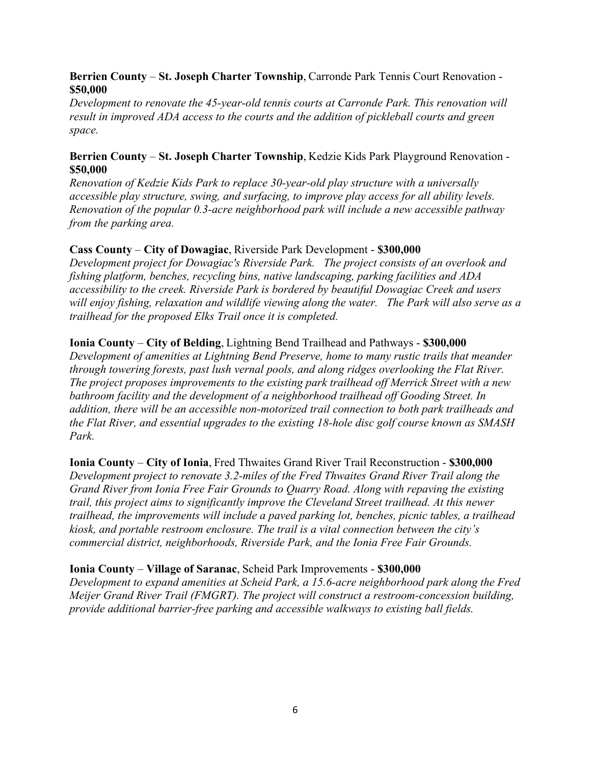**Berrien County** – **St. Joseph Charter Township**, Carronde Park Tennis Court Renovation - **$50,000**
*Development to renovate the 45-year-old tennis courts at Carronde Park. This renovation will result in improved ADA access to the courts and the addition of pickleball courts and green space.*

**Berrien County** – **St. Joseph Charter Township**, Kedzie Kids Park Playground Renovation - **$50,000**
*Renovation of Kedzie Kids Park to replace 30-year-old play structure with a universally accessible play structure, swing, and surfacing, to improve play access for all ability levels. Renovation of the popular 0.3-acre neighborhood park will include a new accessible pathway from the parking area.*

**Cass County** – **City of Dowagiac**, Riverside Park Development - **$300,000**
*Development project for Dowagiac's Riverside Park. The project consists of an overlook and fishing platform, benches, recycling bins, native landscaping, parking facilities and ADA accessibility to the creek. Riverside Park is bordered by beautiful Dowagiac Creek and users will enjoy fishing, relaxation and wildlife viewing along the water. The Park will also serve as a trailhead for the proposed Elks Trail once it is completed.*

**Ionia County** – **City of Belding**, Lightning Bend Trailhead and Pathways - **$300,000**
*Development of amenities at Lightning Bend Preserve, home to many rustic trails that meander through towering forests, past lush vernal pools, and along ridges overlooking the Flat River. The project proposes improvements to the existing park trailhead off Merrick Street with a new bathroom facility and the development of a neighborhood trailhead off Gooding Street. In addition, there will be an accessible non-motorized trail connection to both park trailheads and the Flat River, and essential upgrades to the existing 18-hole disc golf course known as SMASH Park.*

**Ionia County** – **City of Ionia**, Fred Thwaites Grand River Trail Reconstruction - **$300,000**
*Development project to renovate 3.2-miles of the Fred Thwaites Grand River Trail along the Grand River from Ionia Free Fair Grounds to Quarry Road. Along with repaving the existing trail, this project aims to significantly improve the Cleveland Street trailhead. At this newer trailhead, the improvements will include a paved parking lot, benches, picnic tables, a trailhead kiosk, and portable restroom enclosure. The trail is a vital connection between the city's commercial district, neighborhoods, Riverside Park, and the Ionia Free Fair Grounds.*

**Ionia County** – **Village of Saranac**, Scheid Park Improvements - **$300,000**
*Development to expand amenities at Scheid Park, a 15.6-acre neighborhood park along the Fred Meijer Grand River Trail (FMGRT). The project will construct a restroom-concession building, provide additional barrier-free parking and accessible walkways to existing ball fields.*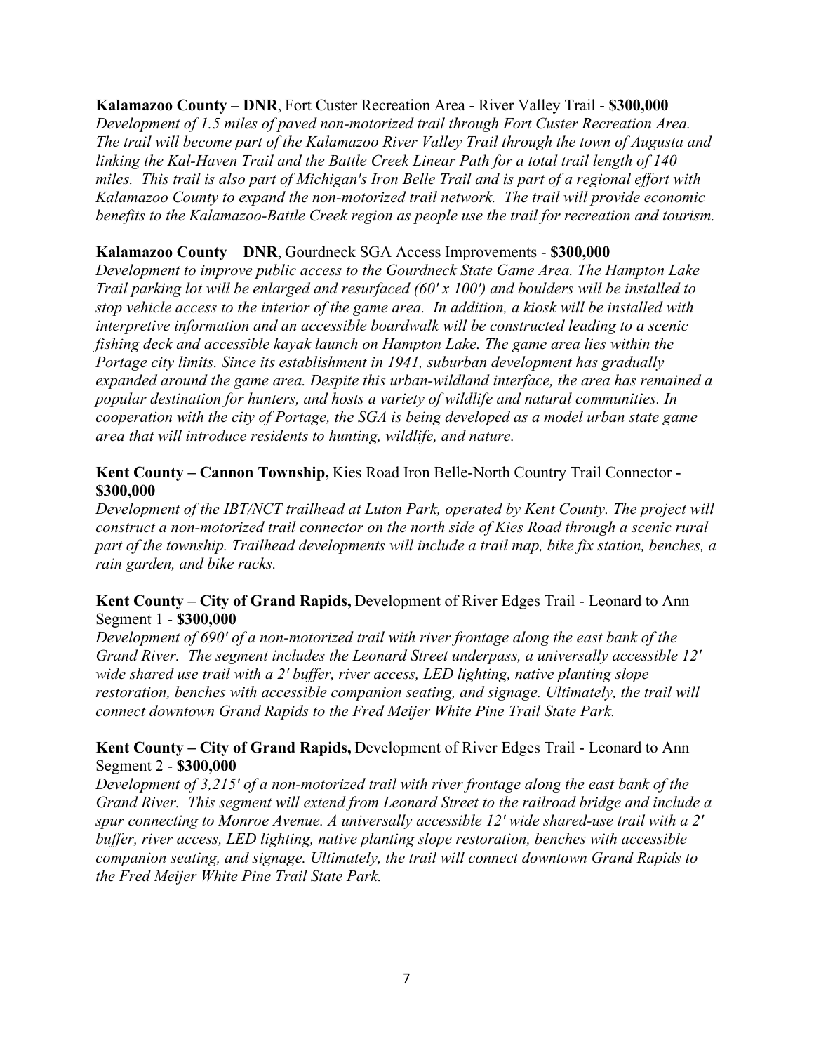**Kalamazoo County** – **DNR**, Fort Custer Recreation Area - River Valley Trail - **$300,000**
*Development of 1.5 miles of paved non-motorized trail through Fort Custer Recreation Area. The trail will become part of the Kalamazoo River Valley Trail through the town of Augusta and linking the Kal-Haven Trail and the Battle Creek Linear Path for a total trail length of 140 miles. This trail is also part of Michigan's Iron Belle Trail and is part of a regional effort with Kalamazoo County to expand the non-motorized trail network. The trail will provide economic benefits to the Kalamazoo-Battle Creek region as people use the trail for recreation and tourism.*

**Kalamazoo County** – **DNR**, Gourdneck SGA Access Improvements - **$300,000**
*Development to improve public access to the Gourdneck State Game Area. The Hampton Lake Trail parking lot will be enlarged and resurfaced (60' x 100') and boulders will be installed to stop vehicle access to the interior of the game area. In addition, a kiosk will be installed with interpretive information and an accessible boardwalk will be constructed leading to a scenic fishing deck and accessible kayak launch on Hampton Lake. The game area lies within the Portage city limits. Since its establishment in 1941, suburban development has gradually expanded around the game area. Despite this urban-wildland interface, the area has remained a popular destination for hunters, and hosts a variety of wildlife and natural communities. In cooperation with the city of Portage, the SGA is being developed as a model urban state game area that will introduce residents to hunting, wildlife, and nature.*

**Kent County – Cannon Township,** Kies Road Iron Belle-North Country Trail Connector - **$300,000**
*Development of the IBT/NCT trailhead at Luton Park, operated by Kent County. The project will construct a non-motorized trail connector on the north side of Kies Road through a scenic rural part of the township. Trailhead developments will include a trail map, bike fix station, benches, a rain garden, and bike racks.*

**Kent County – City of Grand Rapids,** Development of River Edges Trail - Leonard to Ann Segment 1 - **$300,000**
*Development of 690' of a non-motorized trail with river frontage along the east bank of the Grand River. The segment includes the Leonard Street underpass, a universally accessible 12' wide shared use trail with a 2' buffer, river access, LED lighting, native planting slope restoration, benches with accessible companion seating, and signage. Ultimately, the trail will connect downtown Grand Rapids to the Fred Meijer White Pine Trail State Park.*

**Kent County – City of Grand Rapids,** Development of River Edges Trail - Leonard to Ann Segment 2 - **$300,000**
*Development of 3,215' of a non-motorized trail with river frontage along the east bank of the Grand River. This segment will extend from Leonard Street to the railroad bridge and include a spur connecting to Monroe Avenue. A universally accessible 12' wide shared-use trail with a 2' buffer, river access, LED lighting, native planting slope restoration, benches with accessible companion seating, and signage. Ultimately, the trail will connect downtown Grand Rapids to the Fred Meijer White Pine Trail State Park.*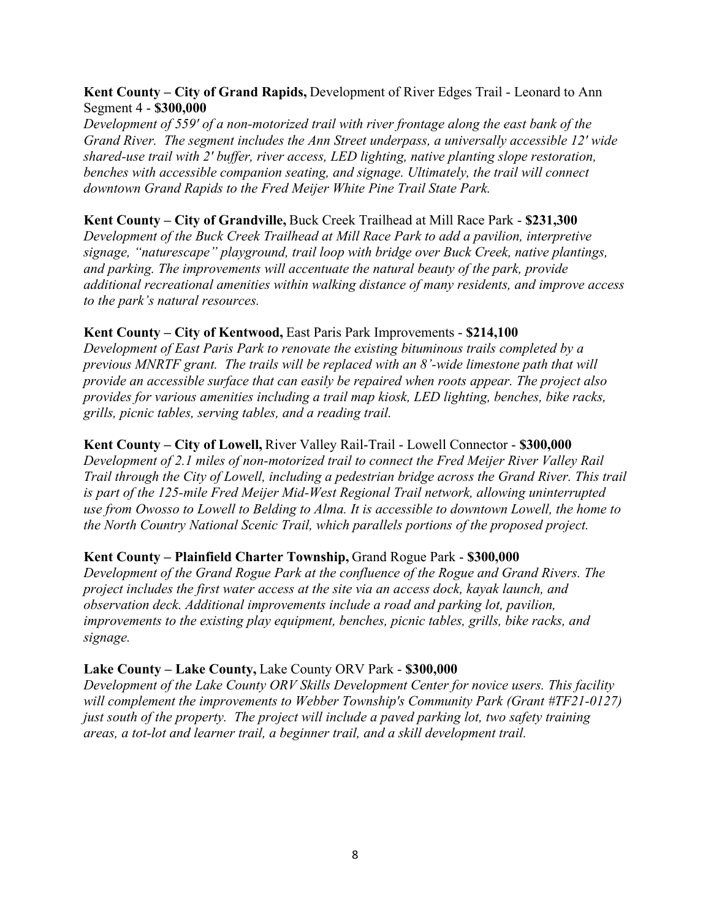**Kent County – City of Grand Rapids,** Development of River Edges Trail - Leonard to Ann Segment 4 - **$300,000**
*Development of 559' of a non-motorized trail with river frontage along the east bank of the Grand River. The segment includes the Ann Street underpass, a universally accessible 12' wide shared-use trail with 2' buffer, river access, LED lighting, native planting slope restoration, benches with accessible companion seating, and signage. Ultimately, the trail will connect downtown Grand Rapids to the Fred Meijer White Pine Trail State Park.*

**Kent County – City of Grandville,** Buck Creek Trailhead at Mill Race Park - **$231,300**
*Development of the Buck Creek Trailhead at Mill Race Park to add a pavilion, interpretive signage, "naturescape" playground, trail loop with bridge over Buck Creek, native plantings, and parking. The improvements will accentuate the natural beauty of the park, provide additional recreational amenities within walking distance of many residents, and improve access to the park's natural resources.*

**Kent County – City of Kentwood,** East Paris Park Improvements - **$214,100**
*Development of East Paris Park to renovate the existing bituminous trails completed by a previous MNRTF grant. The trails will be replaced with an 8'-wide limestone path that will provide an accessible surface that can easily be repaired when roots appear. The project also provides for various amenities including a trail map kiosk, LED lighting, benches, bike racks, grills, picnic tables, serving tables, and a reading trail.*

**Kent County – City of Lowell,** River Valley Rail-Trail - Lowell Connector - **$300,000**
*Development of 2.1 miles of non-motorized trail to connect the Fred Meijer River Valley Rail Trail through the City of Lowell, including a pedestrian bridge across the Grand River. This trail is part of the 125-mile Fred Meijer Mid-West Regional Trail network, allowing uninterrupted use from Owosso to Lowell to Belding to Alma. It is accessible to downtown Lowell, the home to the North Country National Scenic Trail, which parallels portions of the proposed project.*

**Kent County – Plainfield Charter Township,** Grand Rogue Park - **$300,000**
*Development of the Grand Rogue Park at the confluence of the Rogue and Grand Rivers. The project includes the first water access at the site via an access dock, kayak launch, and observation deck. Additional improvements include a road and parking lot, pavilion, improvements to the existing play equipment, benches, picnic tables, grills, bike racks, and signage.*

**Lake County – Lake County,** Lake County ORV Park - **$300,000**
*Development of the Lake County ORV Skills Development Center for novice users. This facility will complement the improvements to Webber Township's Community Park (Grant #TF21-0127) just south of the property. The project will include a paved parking lot, two safety training areas, a tot-lot and learner trail, a beginner trail, and a skill development trail.*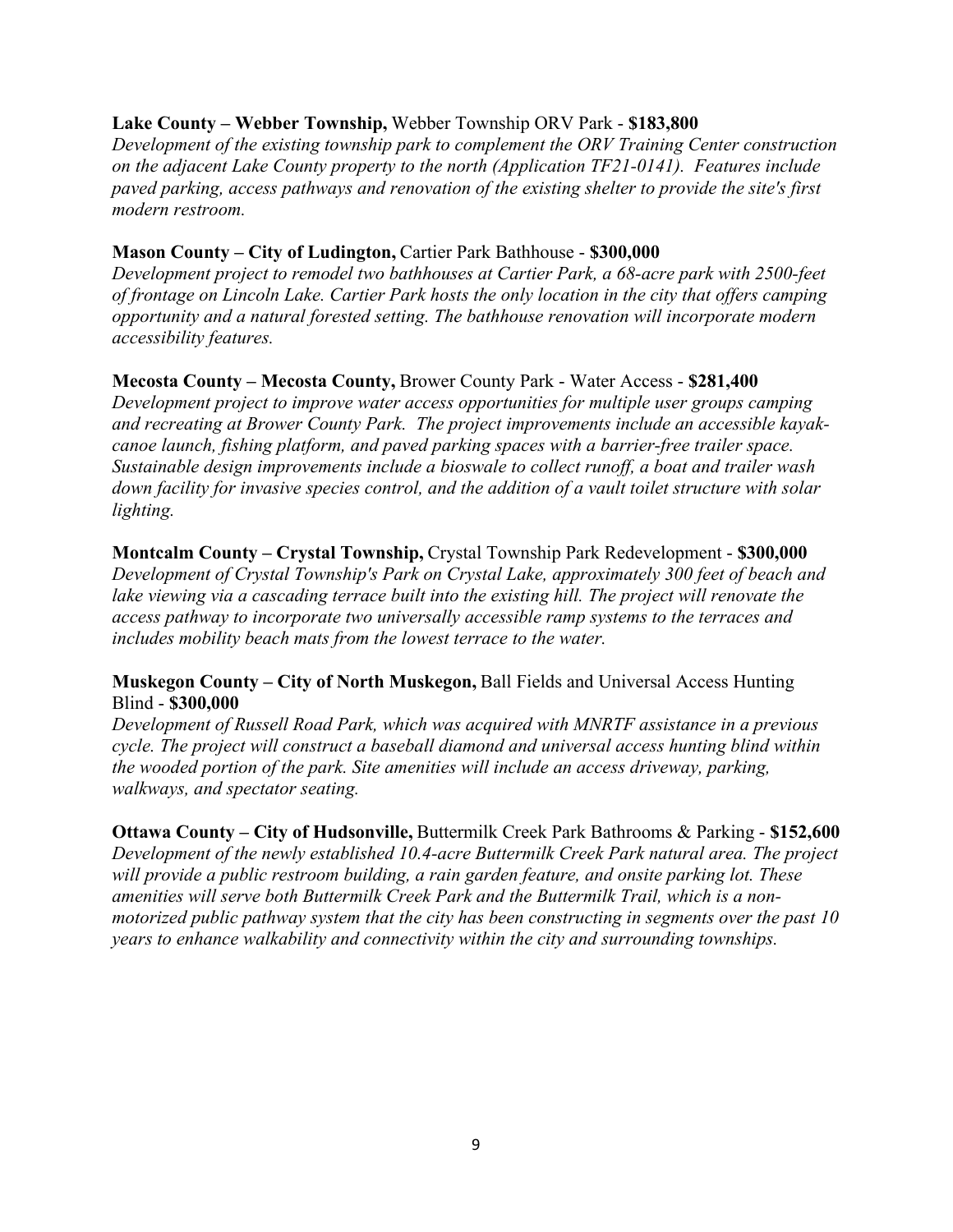**Lake County – Webber Township,** Webber Township ORV Park - **$183,800**
*Development of the existing township park to complement the ORV Training Center construction on the adjacent Lake County property to the north (Application TF21-0141). Features include paved parking, access pathways and renovation of the existing shelter to provide the site's first modern restroom.*

**Mason County – City of Ludington,** Cartier Park Bathhouse - **$300,000**
*Development project to remodel two bathhouses at Cartier Park, a 68-acre park with 2500-feet of frontage on Lincoln Lake. Cartier Park hosts the only location in the city that offers camping opportunity and a natural forested setting. The bathhouse renovation will incorporate modern accessibility features.*

**Mecosta County – Mecosta County,** Brower County Park - Water Access - **$281,400**
*Development project to improve water access opportunities for multiple user groups camping and recreating at Brower County Park. The project improvements include an accessible kayak-canoe launch, fishing platform, and paved parking spaces with a barrier-free trailer space. Sustainable design improvements include a bioswale to collect runoff, a boat and trailer wash down facility for invasive species control, and the addition of a vault toilet structure with solar lighting.*

**Montcalm County – Crystal Township,** Crystal Township Park Redevelopment - **$300,000**
*Development of Crystal Township's Park on Crystal Lake, approximately 300 feet of beach and lake viewing via a cascading terrace built into the existing hill. The project will renovate the access pathway to incorporate two universally accessible ramp systems to the terraces and includes mobility beach mats from the lowest terrace to the water.*

**Muskegon County – City of North Muskegon,** Ball Fields and Universal Access Hunting Blind - **$300,000**
*Development of Russell Road Park, which was acquired with MNRTF assistance in a previous cycle. The project will construct a baseball diamond and universal access hunting blind within the wooded portion of the park. Site amenities will include an access driveway, parking, walkways, and spectator seating.*

**Ottawa County – City of Hudsonville,** Buttermilk Creek Park Bathrooms & Parking - **$152,600**
*Development of the newly established 10.4-acre Buttermilk Creek Park natural area. The project will provide a public restroom building, a rain garden feature, and onsite parking lot. These amenities will serve both Buttermilk Creek Park and the Buttermilk Trail, which is a non-motorized public pathway system that the city has been constructing in segments over the past 10 years to enhance walkability and connectivity within the city and surrounding townships.*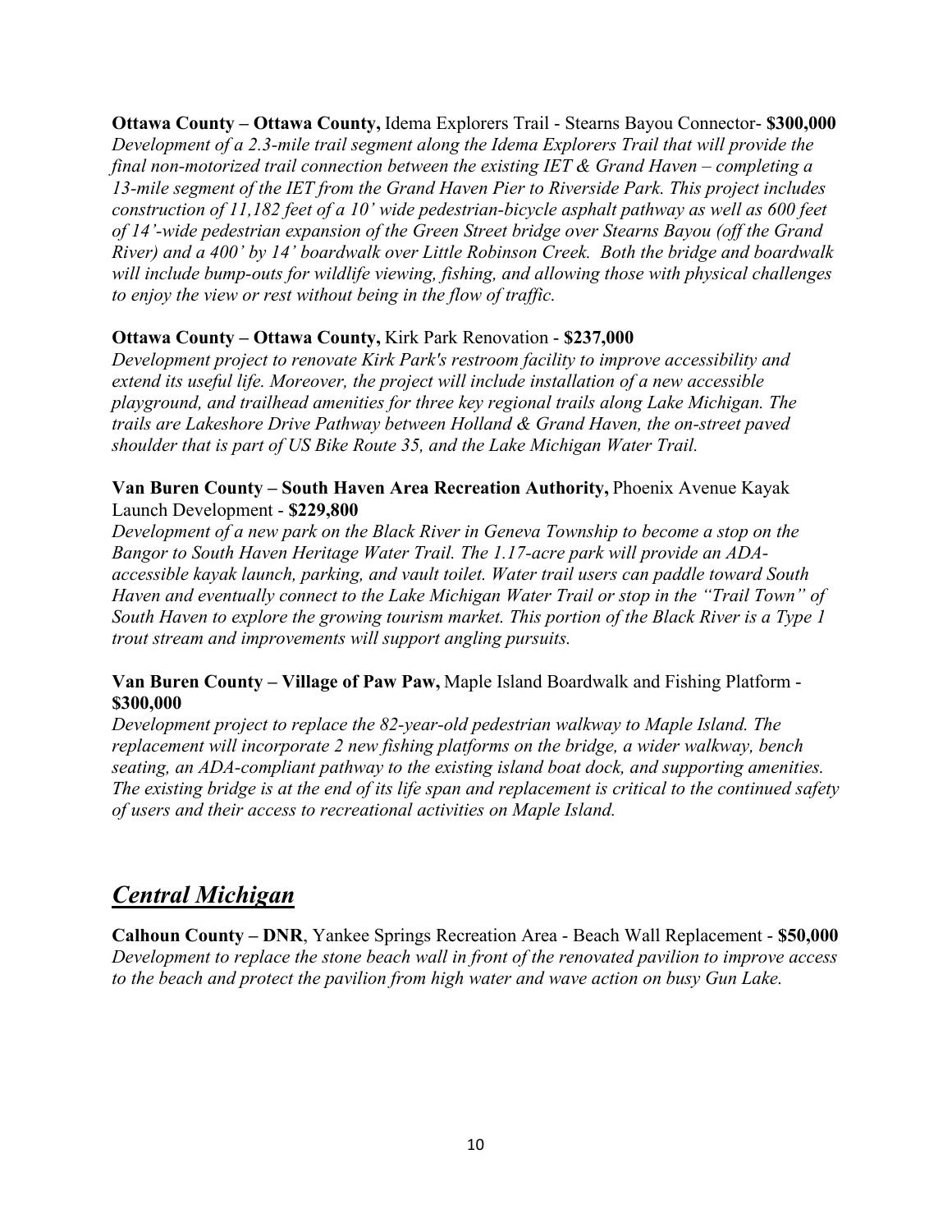**Ottawa County – Ottawa County,** Idema Explorers Trail - Stearns Bayou Connector- **$300,000**
*Development of a 2.3-mile trail segment along the Idema Explorers Trail that will provide the final non-motorized trail connection between the existing IET & Grand Haven – completing a 13-mile segment of the IET from the Grand Haven Pier to Riverside Park. This project includes construction of 11,182 feet of a 10' wide pedestrian-bicycle asphalt pathway as well as 600 feet of 14'-wide pedestrian expansion of the Green Street bridge over Stearns Bayou (off the Grand River) and a 400' by 14' boardwalk over Little Robinson Creek. Both the bridge and boardwalk will include bump-outs for wildlife viewing, fishing, and allowing those with physical challenges to enjoy the view or rest without being in the flow of traffic.*

**Ottawa County – Ottawa County,** Kirk Park Renovation - **$237,000**
*Development project to renovate Kirk Park's restroom facility to improve accessibility and extend its useful life. Moreover, the project will include installation of a new accessible playground, and trailhead amenities for three key regional trails along Lake Michigan. The trails are Lakeshore Drive Pathway between Holland & Grand Haven, the on-street paved shoulder that is part of US Bike Route 35, and the Lake Michigan Water Trail.*

**Van Buren County – South Haven Area Recreation Authority,** Phoenix Avenue Kayak Launch Development - **$229,800**
*Development of a new park on the Black River in Geneva Township to become a stop on the Bangor to South Haven Heritage Water Trail. The 1.17-acre park will provide an ADA-accessible kayak launch, parking, and vault toilet. Water trail users can paddle toward South Haven and eventually connect to the Lake Michigan Water Trail or stop in the "Trail Town" of South Haven to explore the growing tourism market. This portion of the Black River is a Type 1 trout stream and improvements will support angling pursuits.*

**Van Buren County – Village of Paw Paw,** Maple Island Boardwalk and Fishing Platform - **$300,000**
*Development project to replace the 82-year-old pedestrian walkway to Maple Island. The replacement will incorporate 2 new fishing platforms on the bridge, a wider walkway, bench seating, an ADA-compliant pathway to the existing island boat dock, and supporting amenities. The existing bridge is at the end of its life span and replacement is critical to the continued safety of users and their access to recreational activities on Maple Island.*

## ***Central Michigan***

**Calhoun County – DNR**, Yankee Springs Recreation Area - Beach Wall Replacement - **$50,000**
*Development to replace the stone beach wall in front of the renovated pavilion to improve access to the beach and protect the pavilion from high water and wave action on busy Gun Lake.*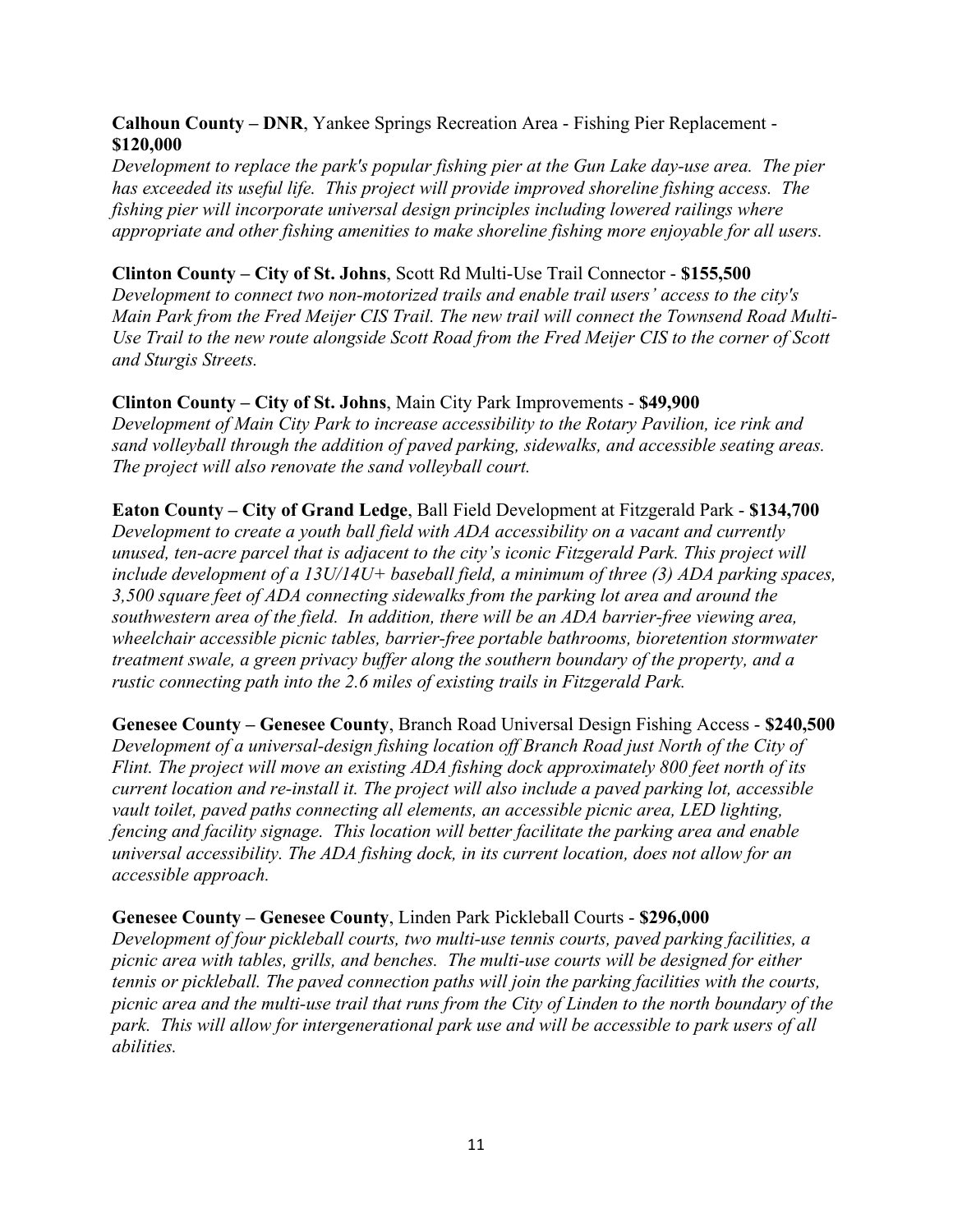**Calhoun County – DNR**, Yankee Springs Recreation Area - Fishing Pier Replacement - **$120,000**
*Development to replace the park's popular fishing pier at the Gun Lake day-use area. The pier has exceeded its useful life. This project will provide improved shoreline fishing access. The fishing pier will incorporate universal design principles including lowered railings where appropriate and other fishing amenities to make shoreline fishing more enjoyable for all users.*

**Clinton County – City of St. Johns**, Scott Rd Multi-Use Trail Connector - **$155,500**
*Development to connect two non-motorized trails and enable trail users' access to the city's Main Park from the Fred Meijer CIS Trail. The new trail will connect the Townsend Road Multi-Use Trail to the new route alongside Scott Road from the Fred Meijer CIS to the corner of Scott and Sturgis Streets.*

**Clinton County – City of St. Johns**, Main City Park Improvements - **$49,900**
*Development of Main City Park to increase accessibility to the Rotary Pavilion, ice rink and sand volleyball through the addition of paved parking, sidewalks, and accessible seating areas. The project will also renovate the sand volleyball court.*

**Eaton County – City of Grand Ledge**, Ball Field Development at Fitzgerald Park - **$134,700**
*Development to create a youth ball field with ADA accessibility on a vacant and currently unused, ten-acre parcel that is adjacent to the city's iconic Fitzgerald Park. This project will include development of a 13U/14U+ baseball field, a minimum of three (3) ADA parking spaces, 3,500 square feet of ADA connecting sidewalks from the parking lot area and around the southwestern area of the field. In addition, there will be an ADA barrier-free viewing area, wheelchair accessible picnic tables, barrier-free portable bathrooms, bioretention stormwater treatment swale, a green privacy buffer along the southern boundary of the property, and a rustic connecting path into the 2.6 miles of existing trails in Fitzgerald Park.*

**Genesee County – Genesee County**, Branch Road Universal Design Fishing Access - **$240,500**
*Development of a universal-design fishing location off Branch Road just North of the City of Flint. The project will move an existing ADA fishing dock approximately 800 feet north of its current location and re-install it. The project will also include a paved parking lot, accessible vault toilet, paved paths connecting all elements, an accessible picnic area, LED lighting, fencing and facility signage. This location will better facilitate the parking area and enable universal accessibility. The ADA fishing dock, in its current location, does not allow for an accessible approach.*

**Genesee County – Genesee County**, Linden Park Pickleball Courts - **$296,000**
*Development of four pickleball courts, two multi-use tennis courts, paved parking facilities, a picnic area with tables, grills, and benches. The multi-use courts will be designed for either tennis or pickleball. The paved connection paths will join the parking facilities with the courts, picnic area and the multi-use trail that runs from the City of Linden to the north boundary of the park. This will allow for intergenerational park use and will be accessible to park users of all abilities.*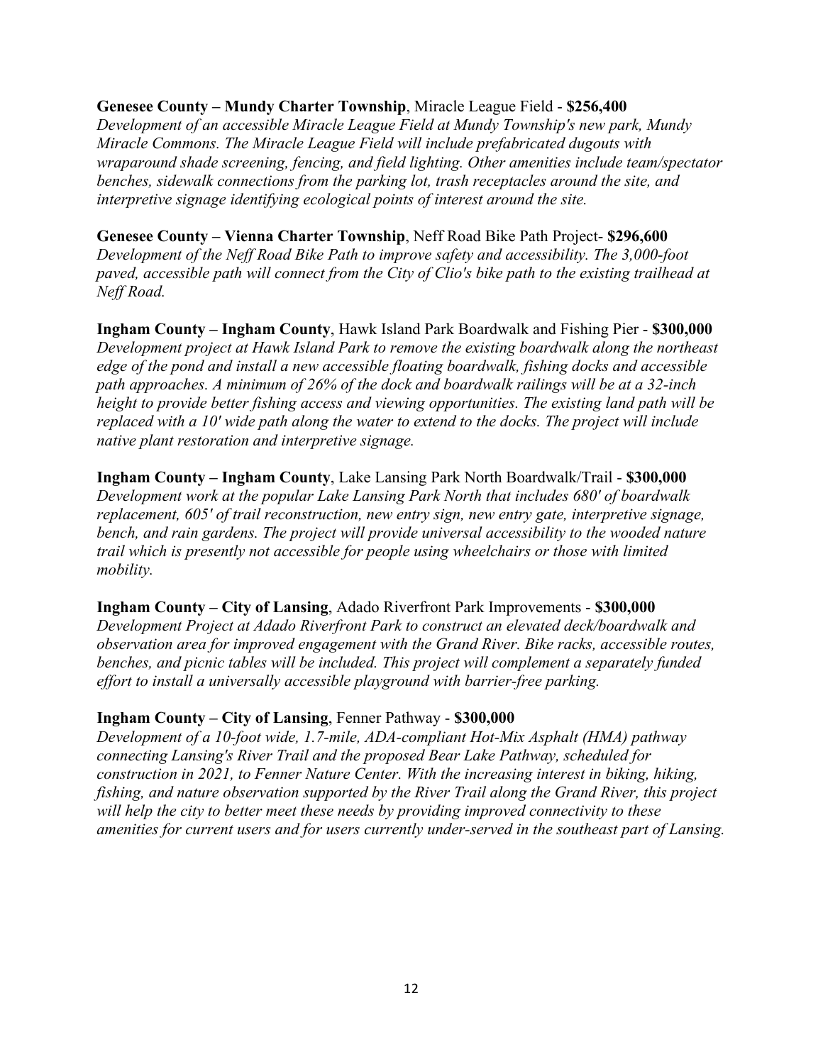**Genesee County – Mundy Charter Township**, Miracle League Field - **$256,400**
*Development of an accessible Miracle League Field at Mundy Township's new park, Mundy Miracle Commons. The Miracle League Field will include prefabricated dugouts with wraparound shade screening, fencing, and field lighting. Other amenities include team/spectator benches, sidewalk connections from the parking lot, trash receptacles around the site, and interpretive signage identifying ecological points of interest around the site.*

**Genesee County – Vienna Charter Township**, Neff Road Bike Path Project- **$296,600**
*Development of the Neff Road Bike Path to improve safety and accessibility. The 3,000-foot paved, accessible path will connect from the City of Clio's bike path to the existing trailhead at Neff Road.*

**Ingham County – Ingham County**, Hawk Island Park Boardwalk and Fishing Pier - **$300,000**
*Development project at Hawk Island Park to remove the existing boardwalk along the northeast edge of the pond and install a new accessible floating boardwalk, fishing docks and accessible path approaches. A minimum of 26% of the dock and boardwalk railings will be at a 32-inch height to provide better fishing access and viewing opportunities. The existing land path will be replaced with a 10' wide path along the water to extend to the docks. The project will include native plant restoration and interpretive signage.*

**Ingham County – Ingham County**, Lake Lansing Park North Boardwalk/Trail - **$300,000**
*Development work at the popular Lake Lansing Park North that includes 680' of boardwalk replacement, 605' of trail reconstruction, new entry sign, new entry gate, interpretive signage, bench, and rain gardens. The project will provide universal accessibility to the wooded nature trail which is presently not accessible for people using wheelchairs or those with limited mobility.*

**Ingham County – City of Lansing**, Adado Riverfront Park Improvements - **$300,000**
*Development Project at Adado Riverfront Park to construct an elevated deck/boardwalk and observation area for improved engagement with the Grand River. Bike racks, accessible routes, benches, and picnic tables will be included. This project will complement a separately funded effort to install a universally accessible playground with barrier-free parking.*

**Ingham County – City of Lansing**, Fenner Pathway - **$300,000**
*Development of a 10-foot wide, 1.7-mile, ADA-compliant Hot-Mix Asphalt (HMA) pathway connecting Lansing's River Trail and the proposed Bear Lake Pathway, scheduled for construction in 2021, to Fenner Nature Center. With the increasing interest in biking, hiking, fishing, and nature observation supported by the River Trail along the Grand River, this project will help the city to better meet these needs by providing improved connectivity to these amenities for current users and for users currently under-served in the southeast part of Lansing.*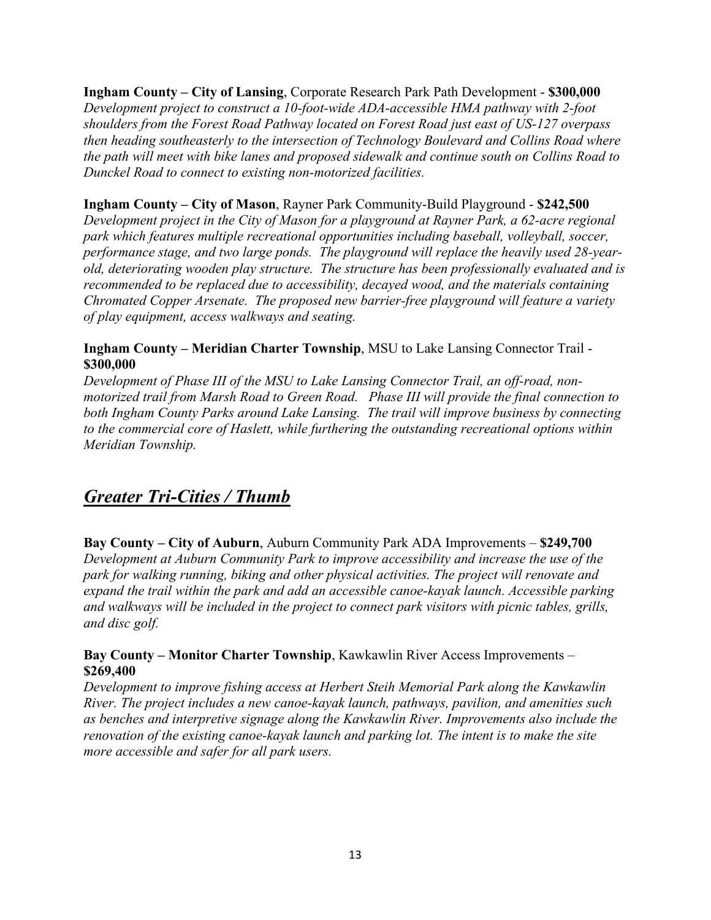**Ingham County – City of Lansing**, Corporate Research Park Path Development - **$300,000**
*Development project to construct a 10-foot-wide ADA-accessible HMA pathway with 2-foot shoulders from the Forest Road Pathway located on Forest Road just east of US-127 overpass then heading southeasterly to the intersection of Technology Boulevard and Collins Road where the path will meet with bike lanes and proposed sidewalk and continue south on Collins Road to Dunckel Road to connect to existing non-motorized facilities.*

**Ingham County – City of Mason**, Rayner Park Community-Build Playground - **$242,500**
*Development project in the City of Mason for a playground at Rayner Park, a 62-acre regional park which features multiple recreational opportunities including baseball, volleyball, soccer, performance stage, and two large ponds. The playground will replace the heavily used 28-year-old, deteriorating wooden play structure. The structure has been professionally evaluated and is recommended to be replaced due to accessibility, decayed wood, and the materials containing Chromated Copper Arsenate. The proposed new barrier-free playground will feature a variety of play equipment, access walkways and seating.*

**Ingham County – Meridian Charter Township**, MSU to Lake Lansing Connector Trail - **$300,000**
*Development of Phase III of the MSU to Lake Lansing Connector Trail, an off-road, non-motorized trail from Marsh Road to Green Road. Phase III will provide the final connection to both Ingham County Parks around Lake Lansing. The trail will improve business by connecting to the commercial core of Haslett, while furthering the outstanding recreational options within Meridian Township.*

## ***Greater Tri-Cities / Thumb***

**Bay County – City of Auburn**, Auburn Community Park ADA Improvements – **$249,700**
*Development at Auburn Community Park to improve accessibility and increase the use of the park for walking running, biking and other physical activities. The project will renovate and expand the trail within the park and add an accessible canoe-kayak launch. Accessible parking and walkways will be included in the project to connect park visitors with picnic tables, grills, and disc golf.*

**Bay County – Monitor Charter Township**, Kawkawlin River Access Improvements – **$269,400**
*Development to improve fishing access at Herbert Steih Memorial Park along the Kawkawlin River. The project includes a new canoe-kayak launch, pathways, pavilion, and amenities such as benches and interpretive signage along the Kawkawlin River. Improvements also include the renovation of the existing canoe-kayak launch and parking lot. The intent is to make the site more accessible and safer for all park users.*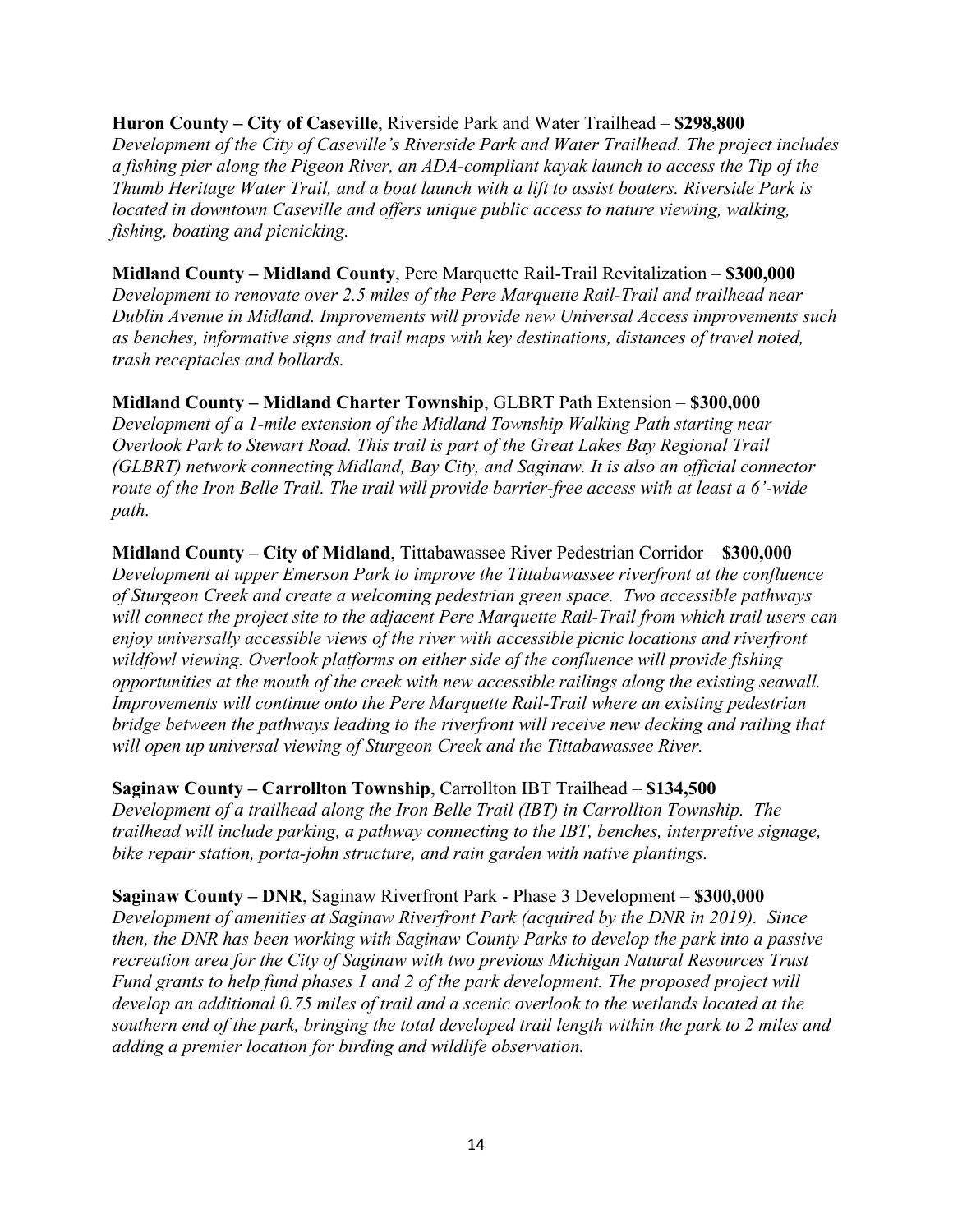**Huron County – City of Caseville**, Riverside Park and Water Trailhead – **$298,800**
*Development of the City of Caseville's Riverside Park and Water Trailhead. The project includes a fishing pier along the Pigeon River, an ADA-compliant kayak launch to access the Tip of the Thumb Heritage Water Trail, and a boat launch with a lift to assist boaters. Riverside Park is located in downtown Caseville and offers unique public access to nature viewing, walking, fishing, boating and picnicking.*

**Midland County – Midland County**, Pere Marquette Rail-Trail Revitalization – **$300,000**
*Development to renovate over 2.5 miles of the Pere Marquette Rail-Trail and trailhead near Dublin Avenue in Midland. Improvements will provide new Universal Access improvements such as benches, informative signs and trail maps with key destinations, distances of travel noted, trash receptacles and bollards.*

**Midland County – Midland Charter Township**, GLBRT Path Extension – **$300,000**
*Development of a 1-mile extension of the Midland Township Walking Path starting near Overlook Park to Stewart Road. This trail is part of the Great Lakes Bay Regional Trail (GLBRT) network connecting Midland, Bay City, and Saginaw. It is also an official connector route of the Iron Belle Trail. The trail will provide barrier-free access with at least a 6'-wide path.*

**Midland County – City of Midland**, Tittabawassee River Pedestrian Corridor – **$300,000**
*Development at upper Emerson Park to improve the Tittabawassee riverfront at the confluence of Sturgeon Creek and create a welcoming pedestrian green space. Two accessible pathways will connect the project site to the adjacent Pere Marquette Rail-Trail from which trail users can enjoy universally accessible views of the river with accessible picnic locations and riverfront wildfowl viewing. Overlook platforms on either side of the confluence will provide fishing opportunities at the mouth of the creek with new accessible railings along the existing seawall. Improvements will continue onto the Pere Marquette Rail-Trail where an existing pedestrian bridge between the pathways leading to the riverfront will receive new decking and railing that will open up universal viewing of Sturgeon Creek and the Tittabawassee River.*

**Saginaw County – Carrollton Township**, Carrollton IBT Trailhead – **$134,500**
*Development of a trailhead along the Iron Belle Trail (IBT) in Carrollton Township. The trailhead will include parking, a pathway connecting to the IBT, benches, interpretive signage, bike repair station, porta-john structure, and rain garden with native plantings.*

**Saginaw County – DNR**, Saginaw Riverfront Park - Phase 3 Development – **$300,000**
*Development of amenities at Saginaw Riverfront Park (acquired by the DNR in 2019). Since then, the DNR has been working with Saginaw County Parks to develop the park into a passive recreation area for the City of Saginaw with two previous Michigan Natural Resources Trust Fund grants to help fund phases 1 and 2 of the park development. The proposed project will develop an additional 0.75 miles of trail and a scenic overlook to the wetlands located at the southern end of the park, bringing the total developed trail length within the park to 2 miles and adding a premier location for birding and wildlife observation.*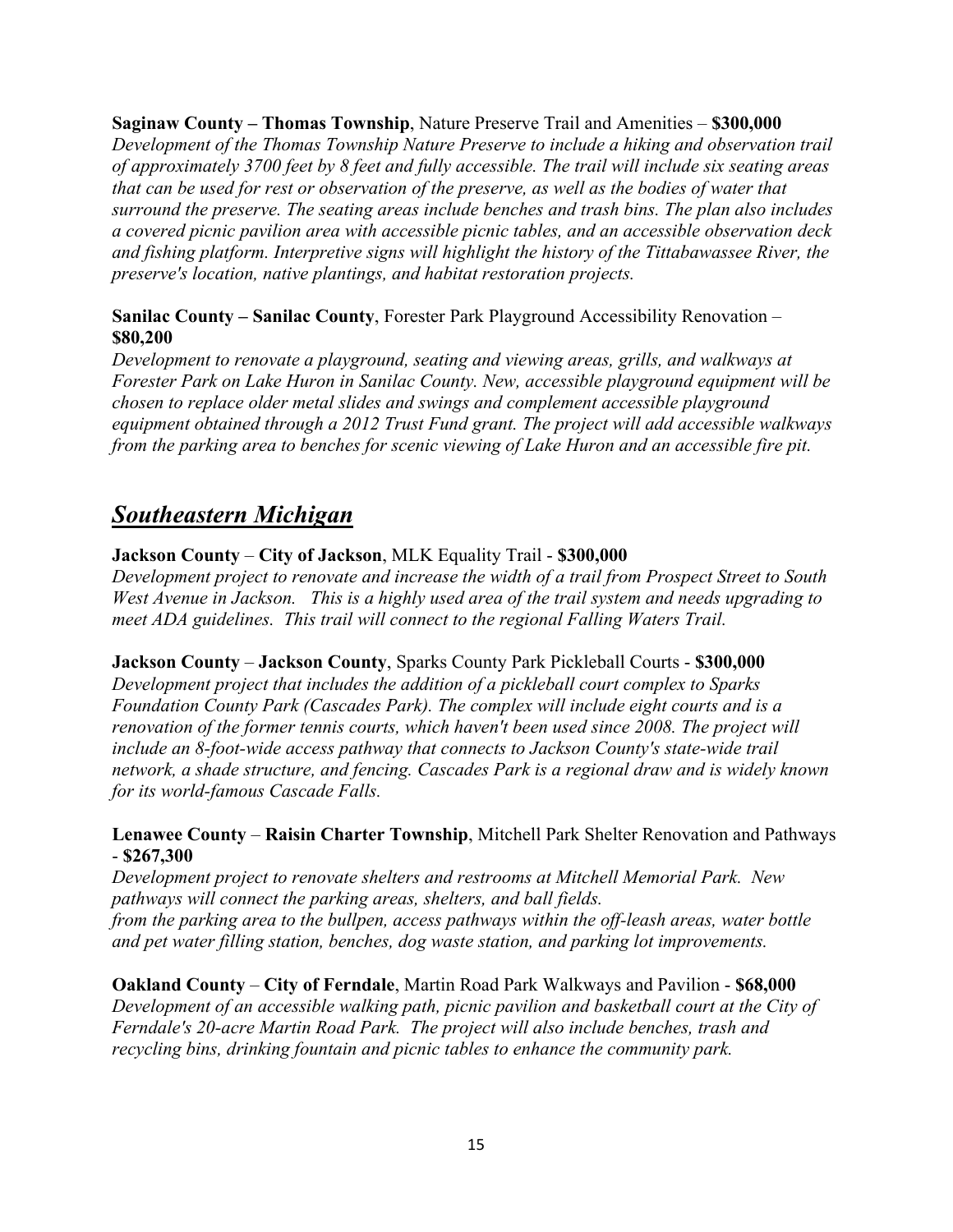**Saginaw County – Thomas Township**, Nature Preserve Trail and Amenities – **$300,000**
*Development of the Thomas Township Nature Preserve to include a hiking and observation trail of approximately 3700 feet by 8 feet and fully accessible. The trail will include six seating areas that can be used for rest or observation of the preserve, as well as the bodies of water that surround the preserve. The seating areas include benches and trash bins. The plan also includes a covered picnic pavilion area with accessible picnic tables, and an accessible observation deck and fishing platform. Interpretive signs will highlight the history of the Tittabawassee River, the preserve's location, native plantings, and habitat restoration projects.*

**Sanilac County – Sanilac County**, Forester Park Playground Accessibility Renovation – **$80,200**
*Development to renovate a playground, seating and viewing areas, grills, and walkways at Forester Park on Lake Huron in Sanilac County. New, accessible playground equipment will be chosen to replace older metal slides and swings and complement accessible playground equipment obtained through a 2012 Trust Fund grant. The project will add accessible walkways from the parking area to benches for scenic viewing of Lake Huron and an accessible fire pit.*

## ***Southeastern Michigan***

**Jackson County** – **City of Jackson**, MLK Equality Trail - **$300,000**
*Development project to renovate and increase the width of a trail from Prospect Street to South West Avenue in Jackson. This is a highly used area of the trail system and needs upgrading to meet ADA guidelines. This trail will connect to the regional Falling Waters Trail.*

**Jackson County** – **Jackson County**, Sparks County Park Pickleball Courts - **$300,000**
*Development project that includes the addition of a pickleball court complex to Sparks Foundation County Park (Cascades Park). The complex will include eight courts and is a renovation of the former tennis courts, which haven't been used since 2008. The project will include an 8-foot-wide access pathway that connects to Jackson County's state-wide trail network, a shade structure, and fencing. Cascades Park is a regional draw and is widely known for its world-famous Cascade Falls.*

**Lenawee County** – **Raisin Charter Township**, Mitchell Park Shelter Renovation and Pathways - **$267,300**
*Development project to renovate shelters and restrooms at Mitchell Memorial Park. New pathways will connect the parking areas, shelters, and ball fields.*
*from the parking area to the bullpen, access pathways within the off-leash areas, water bottle and pet water filling station, benches, dog waste station, and parking lot improvements.*

**Oakland County** – **City of Ferndale**, Martin Road Park Walkways and Pavilion - **$68,000**
*Development of an accessible walking path, picnic pavilion and basketball court at the City of Ferndale's 20-acre Martin Road Park. The project will also include benches, trash and recycling bins, drinking fountain and picnic tables to enhance the community park.*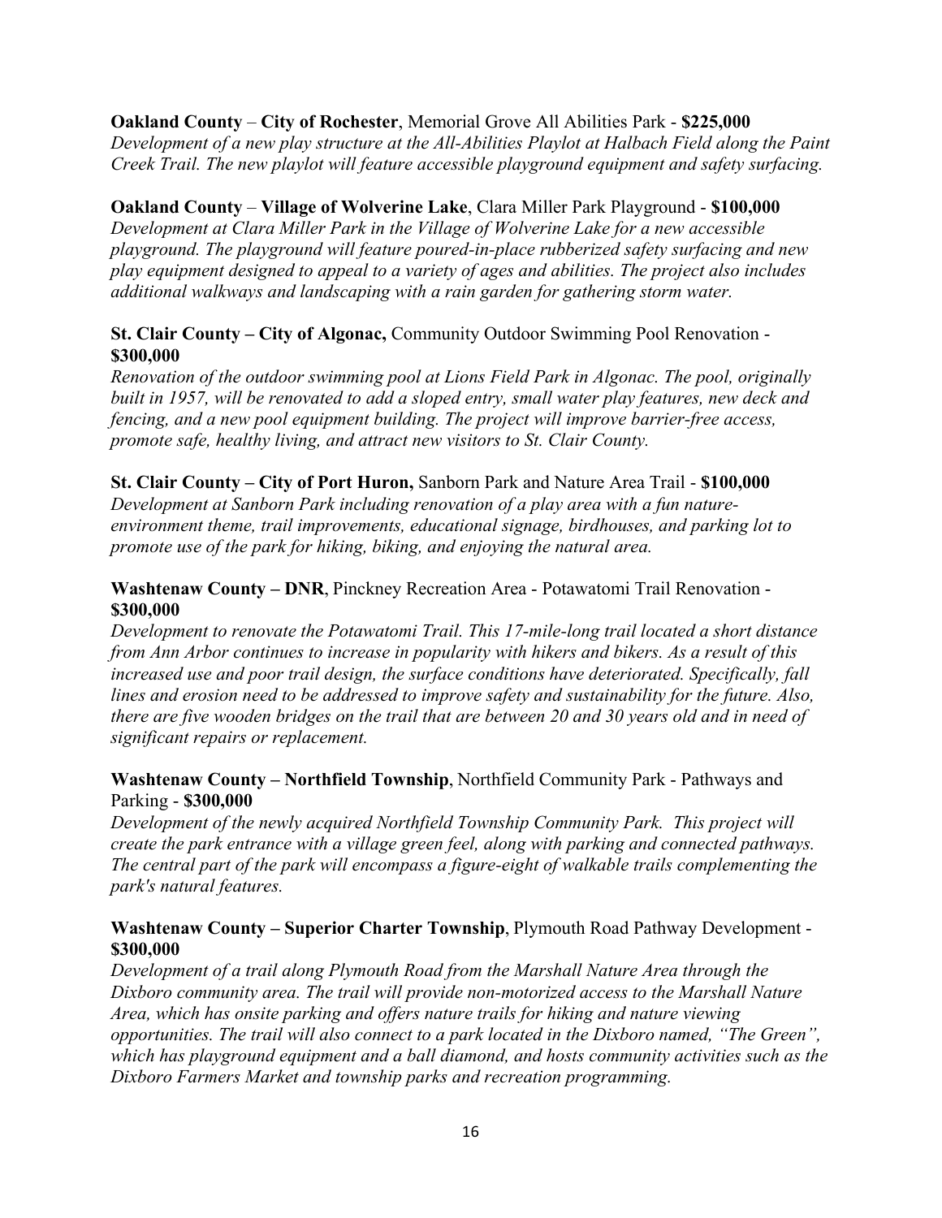**Oakland County** – **City of Rochester**, Memorial Grove All Abilities Park - **$225,000**
*Development of a new play structure at the All-Abilities Playlot at Halbach Field along the Paint Creek Trail. The new playlot will feature accessible playground equipment and safety surfacing.*

**Oakland County** – **Village of Wolverine Lake**, Clara Miller Park Playground - **$100,000**
*Development at Clara Miller Park in the Village of Wolverine Lake for a new accessible playground. The playground will feature poured-in-place rubberized safety surfacing and new play equipment designed to appeal to a variety of ages and abilities. The project also includes additional walkways and landscaping with a rain garden for gathering storm water.*

**St. Clair County – City of Algonac,** Community Outdoor Swimming Pool Renovation - **$300,000**
*Renovation of the outdoor swimming pool at Lions Field Park in Algonac. The pool, originally built in 1957, will be renovated to add a sloped entry, small water play features, new deck and fencing, and a new pool equipment building. The project will improve barrier-free access, promote safe, healthy living, and attract new visitors to St. Clair County.*

**St. Clair County – City of Port Huron,** Sanborn Park and Nature Area Trail - **$100,000**
*Development at Sanborn Park including renovation of a play area with a fun nature-environment theme, trail improvements, educational signage, birdhouses, and parking lot to promote use of the park for hiking, biking, and enjoying the natural area.*

**Washtenaw County – DNR**, Pinckney Recreation Area - Potawatomi Trail Renovation - **$300,000**
*Development to renovate the Potawatomi Trail. This 17-mile-long trail located a short distance from Ann Arbor continues to increase in popularity with hikers and bikers. As a result of this increased use and poor trail design, the surface conditions have deteriorated. Specifically, fall lines and erosion need to be addressed to improve safety and sustainability for the future. Also, there are five wooden bridges on the trail that are between 20 and 30 years old and in need of significant repairs or replacement.*

**Washtenaw County – Northfield Township**, Northfield Community Park - Pathways and Parking - **$300,000**
*Development of the newly acquired Northfield Township Community Park. This project will create the park entrance with a village green feel, along with parking and connected pathways. The central part of the park will encompass a figure-eight of walkable trails complementing the park's natural features.*

**Washtenaw County – Superior Charter Township**, Plymouth Road Pathway Development - **$300,000**
*Development of a trail along Plymouth Road from the Marshall Nature Area through the Dixboro community area. The trail will provide non-motorized access to the Marshall Nature Area, which has onsite parking and offers nature trails for hiking and nature viewing opportunities. The trail will also connect to a park located in the Dixboro named, "The Green", which has playground equipment and a ball diamond, and hosts community activities such as the Dixboro Farmers Market and township parks and recreation programming.*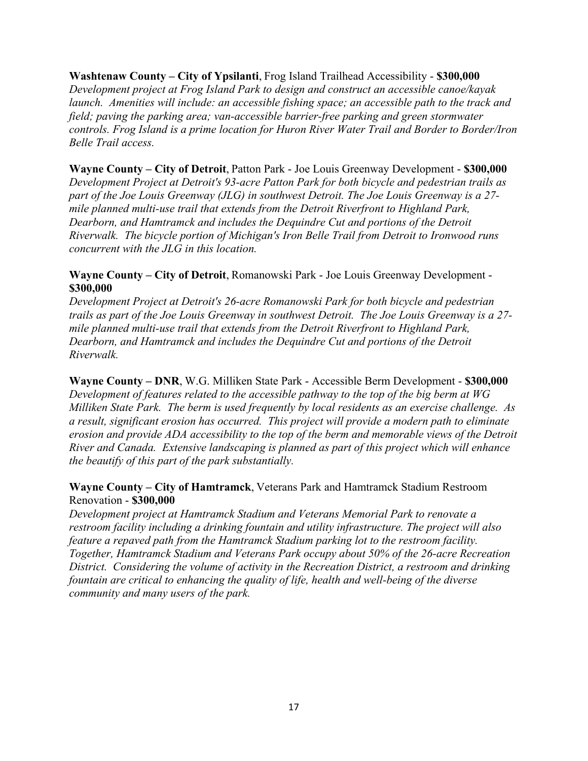**Washtenaw County – City of Ypsilanti**, Frog Island Trailhead Accessibility - **$300,000**
*Development project at Frog Island Park to design and construct an accessible canoe/kayak launch. Amenities will include: an accessible fishing space; an accessible path to the track and field; paving the parking area; van-accessible barrier-free parking and green stormwater controls. Frog Island is a prime location for Huron River Water Trail and Border to Border/Iron Belle Trail access.*

**Wayne County – City of Detroit**, Patton Park - Joe Louis Greenway Development - **$300,000**
*Development Project at Detroit's 93-acre Patton Park for both bicycle and pedestrian trails as part of the Joe Louis Greenway (JLG) in southwest Detroit. The Joe Louis Greenway is a 27-mile planned multi-use trail that extends from the Detroit Riverfront to Highland Park, Dearborn, and Hamtramck and includes the Dequindre Cut and portions of the Detroit Riverwalk. The bicycle portion of Michigan's Iron Belle Trail from Detroit to Ironwood runs concurrent with the JLG in this location.*

**Wayne County – City of Detroit**, Romanowski Park - Joe Louis Greenway Development - **$300,000**
*Development Project at Detroit's 26-acre Romanowski Park for both bicycle and pedestrian trails as part of the Joe Louis Greenway in southwest Detroit. The Joe Louis Greenway is a 27-mile planned multi-use trail that extends from the Detroit Riverfront to Highland Park, Dearborn, and Hamtramck and includes the Dequindre Cut and portions of the Detroit Riverwalk.*

**Wayne County – DNR**, W.G. Milliken State Park - Accessible Berm Development - **$300,000**
*Development of features related to the accessible pathway to the top of the big berm at WG Milliken State Park. The berm is used frequently by local residents as an exercise challenge. As a result, significant erosion has occurred. This project will provide a modern path to eliminate erosion and provide ADA accessibility to the top of the berm and memorable views of the Detroit River and Canada. Extensive landscaping is planned as part of this project which will enhance the beautify of this part of the park substantially.*

**Wayne County – City of Hamtramck**, Veterans Park and Hamtramck Stadium Restroom Renovation - **$300,000**
*Development project at Hamtramck Stadium and Veterans Memorial Park to renovate a restroom facility including a drinking fountain and utility infrastructure. The project will also feature a repaved path from the Hamtramck Stadium parking lot to the restroom facility. Together, Hamtramck Stadium and Veterans Park occupy about 50% of the 26-acre Recreation District. Considering the volume of activity in the Recreation District, a restroom and drinking fountain are critical to enhancing the quality of life, health and well-being of the diverse community and many users of the park.*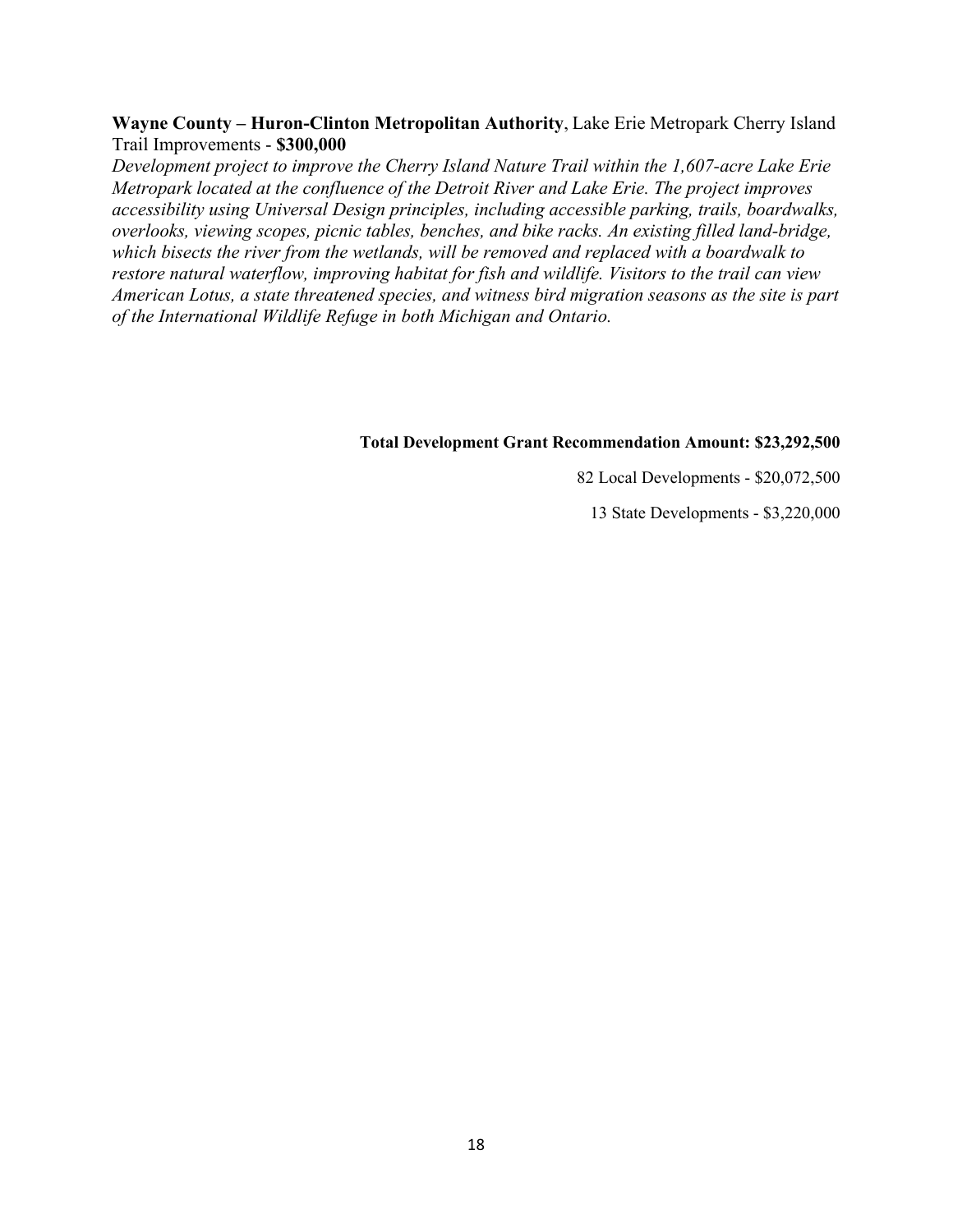**Wayne County – Huron-Clinton Metropolitan Authority**, Lake Erie Metropark Cherry Island Trail Improvements - **$300,000**
*Development project to improve the Cherry Island Nature Trail within the 1,607-acre Lake Erie Metropark located at the confluence of the Detroit River and Lake Erie. The project improves accessibility using Universal Design principles, including accessible parking, trails, boardwalks, overlooks, viewing scopes, picnic tables, benches, and bike racks. An existing filled land-bridge, which bisects the river from the wetlands, will be removed and replaced with a boardwalk to restore natural waterflow, improving habitat for fish and wildlife. Visitors to the trail can view American Lotus, a state threatened species, and witness bird migration seasons as the site is part of the International Wildlife Refuge in both Michigan and Ontario.*

**Total Development Grant Recommendation Amount: $23,292,500**

82 Local Developments - $20,072,500

13 State Developments - $3,220,000